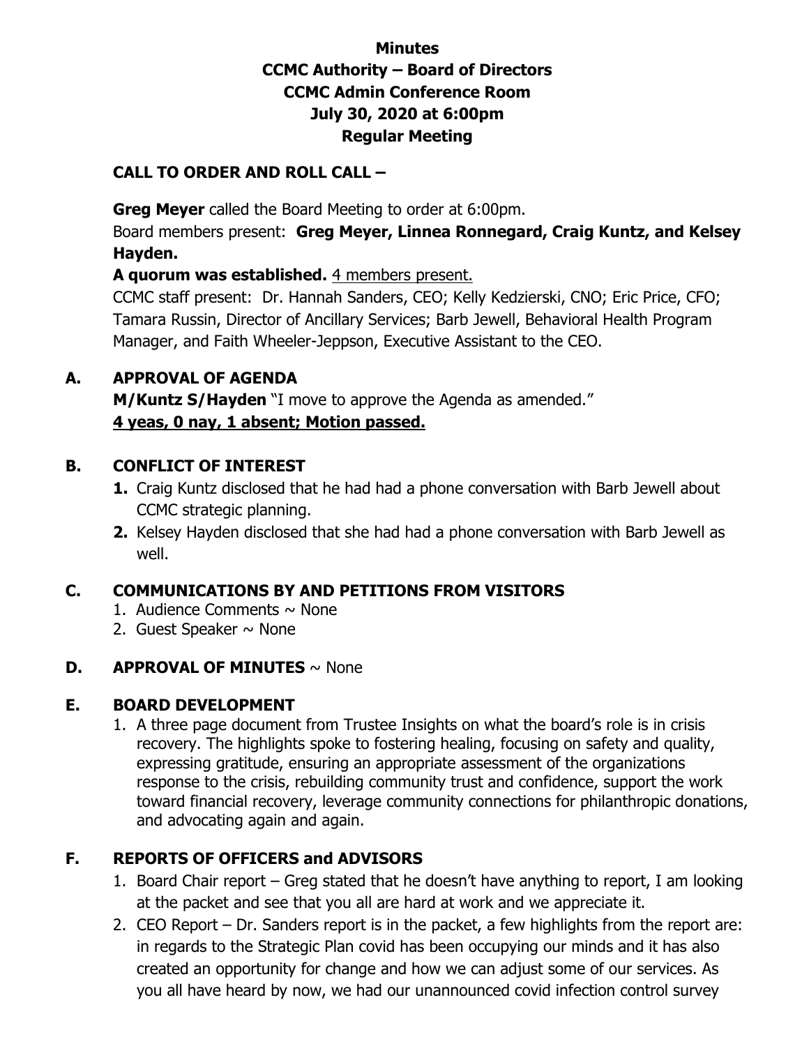# Minutes
# CCMC Authority – Board of Directors
# CCMC Admin Conference Room
# July 30, 2020 at 6:00pm
# Regular Meeting

## CALL TO ORDER AND ROLL CALL –

**Greg Meyer** called the Board Meeting to order at 6:00pm.
Board members present: **Greg Meyer, Linnea Ronnegard, Craig Kuntz, and Kelsey Hayden.**
**A quorum was established.** 4 members present.
CCMC staff present: Dr. Hannah Sanders, CEO; Kelly Kedzierski, CNO; Eric Price, CFO; Tamara Russin, Director of Ancillary Services; Barb Jewell, Behavioral Health Program Manager, and Faith Wheeler-Jeppson, Executive Assistant to the CEO.

## A. APPROVAL OF AGENDA

**M/Kuntz S/Hayden** "I move to approve the Agenda as amended."
**4 yeas, 0 nay, 1 absent; Motion passed.**

## B. CONFLICT OF INTEREST

1. Craig Kuntz disclosed that he had had a phone conversation with Barb Jewell about CCMC strategic planning.
2. Kelsey Hayden disclosed that she had had a phone conversation with Barb Jewell as well.

## C. COMMUNICATIONS BY AND PETITIONS FROM VISITORS

1. Audience Comments ~ None
2. Guest Speaker ~ None

## D. APPROVAL OF MINUTES ~ None

## E. BOARD DEVELOPMENT

1. A three page document from Trustee Insights on what the board's role is in crisis recovery. The highlights spoke to fostering healing, focusing on safety and quality, expressing gratitude, ensuring an appropriate assessment of the organizations response to the crisis, rebuilding community trust and confidence, support the work toward financial recovery, leverage community connections for philanthropic donations, and advocating again and again.

## F. REPORTS OF OFFICERS and ADVISORS

1. Board Chair report – Greg stated that he doesn't have anything to report, I am looking at the packet and see that you all are hard at work and we appreciate it.
2. CEO Report – Dr. Sanders report is in the packet, a few highlights from the report are: in regards to the Strategic Plan covid has been occupying our minds and it has also created an opportunity for change and how we can adjust some of our services. As you all have heard by now, we had our unannounced covid infection control survey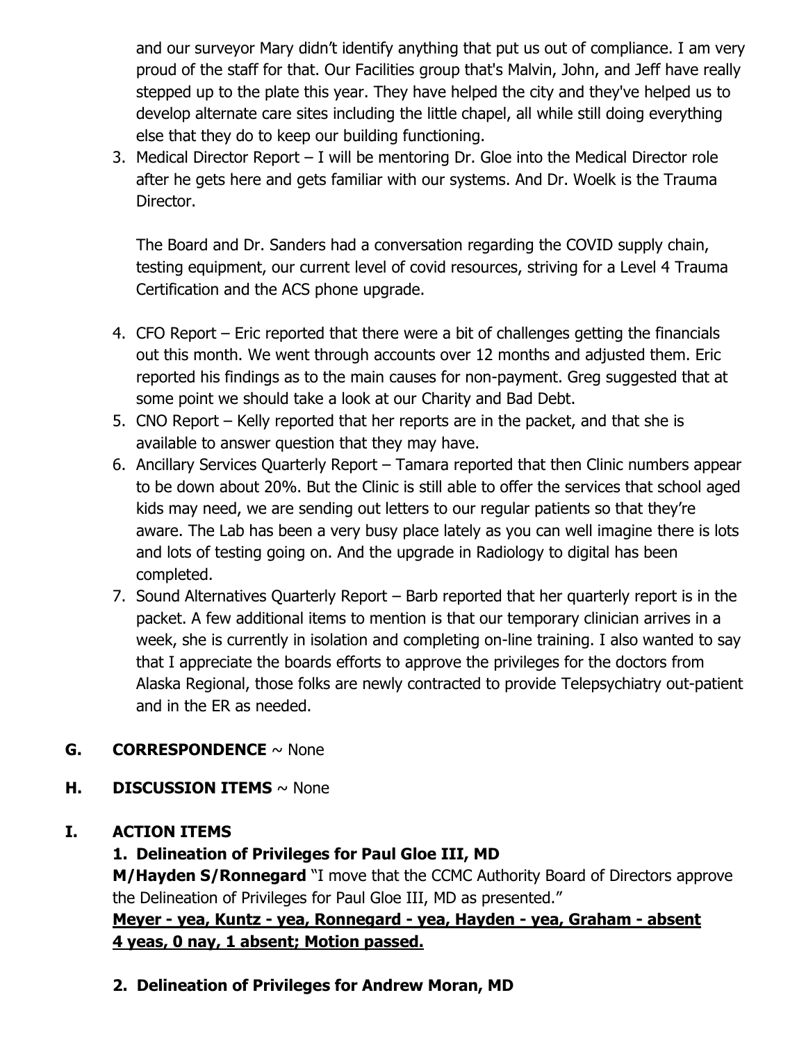and our surveyor Mary didn't identify anything that put us out of compliance. I am very proud of the staff for that. Our Facilities group that's Malvin, John, and Jeff have really stepped up to the plate this year. They have helped the city and they've helped us to develop alternate care sites including the little chapel, all while still doing everything else that they do to keep our building functioning.

3. Medical Director Report – I will be mentoring Dr. Gloe into the Medical Director role after he gets here and gets familiar with our systems. And Dr. Woelk is the Trauma Director.

   The Board and Dr. Sanders had a conversation regarding the COVID supply chain, testing equipment, our current level of covid resources, striving for a Level 4 Trauma Certification and the ACS phone upgrade.

4. CFO Report – Eric reported that there were a bit of challenges getting the financials out this month. We went through accounts over 12 months and adjusted them. Eric reported his findings as to the main causes for non-payment. Greg suggested that at some point we should take a look at our Charity and Bad Debt.
5. CNO Report – Kelly reported that her reports are in the packet, and that she is available to answer question that they may have.
6. Ancillary Services Quarterly Report – Tamara reported that then Clinic numbers appear to be down about 20%. But the Clinic is still able to offer the services that school aged kids may need, we are sending out letters to our regular patients so that they're aware. The Lab has been a very busy place lately as you can well imagine there is lots and lots of testing going on. And the upgrade in Radiology to digital has been completed.
7. Sound Alternatives Quarterly Report – Barb reported that her quarterly report is in the packet. A few additional items to mention is that our temporary clinician arrives in a week, she is currently in isolation and completing on-line training. I also wanted to say that I appreciate the boards efforts to approve the privileges for the doctors from Alaska Regional, those folks are newly contracted to provide Telepsychiatry out-patient and in the ER as needed.

## G. CORRESPONDENCE ~ None

## H. DISCUSSION ITEMS ~ None

## I. ACTION ITEMS

**1. Delineation of Privileges for Paul Gloe III, MD**

**M/Hayden S/Ronnegard** "I move that the CCMC Authority Board of Directors approve the Delineation of Privileges for Paul Gloe III, MD as presented."

**Meyer - yea, Kuntz - yea, Ronnegard - yea, Hayden - yea, Graham - absent**
**4 yeas, 0 nay, 1 absent; Motion passed.**

**2. Delineation of Privileges for Andrew Moran, MD**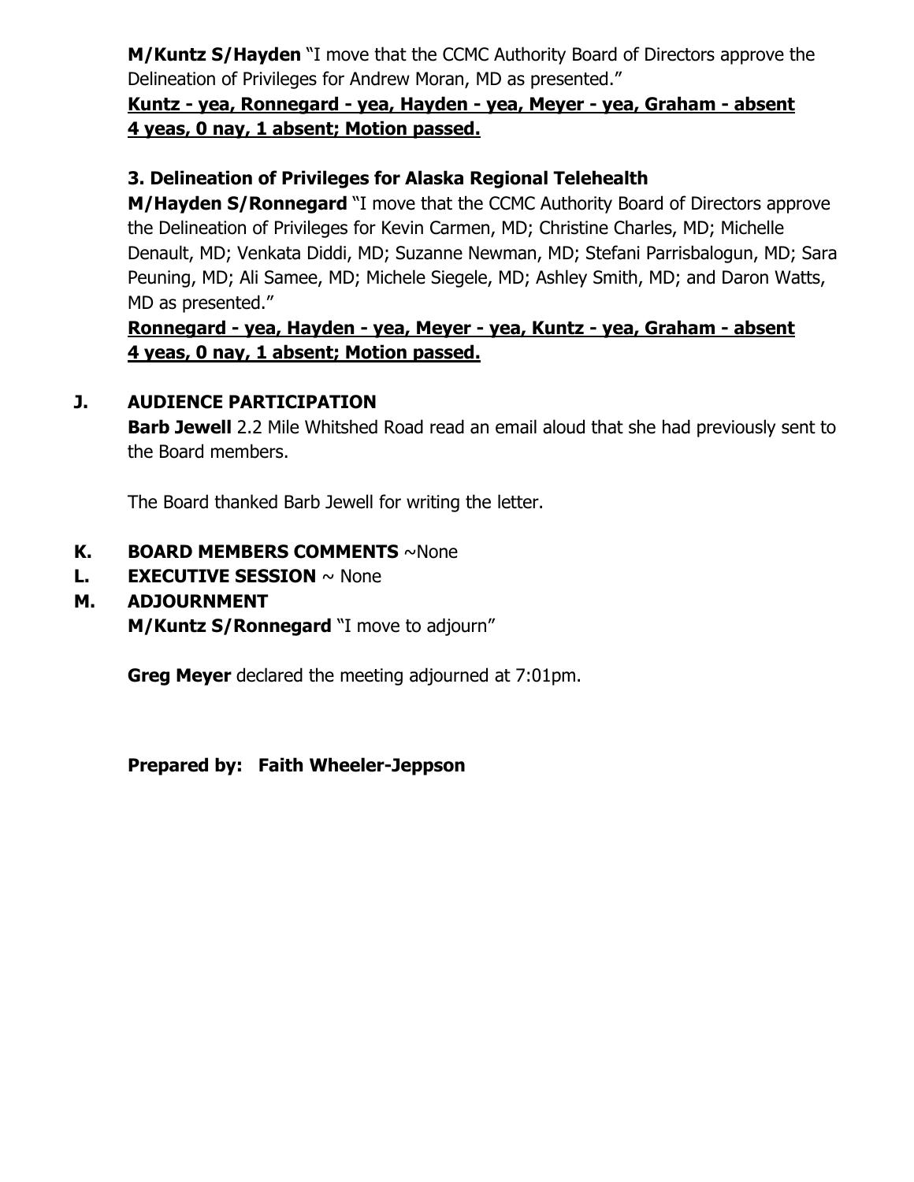**M/Kuntz S/Hayden** "I move that the CCMC Authority Board of Directors approve the Delineation of Privileges for Andrew Moran, MD as presented."

**Kuntz - yea, Ronnegard - yea, Hayden - yea, Meyer - yea, Graham - absent**
**4 yeas, 0 nay, 1 absent; Motion passed.**

**3. Delineation of Privileges for Alaska Regional Telehealth**

**M/Hayden S/Ronnegard** "I move that the CCMC Authority Board of Directors approve the Delineation of Privileges for Kevin Carmen, MD; Christine Charles, MD; Michelle Denault, MD; Venkata Diddi, MD; Suzanne Newman, MD; Stefani Parrisbalogun, MD; Sara Peuning, MD; Ali Samee, MD; Michele Siegele, MD; Ashley Smith, MD; and Daron Watts, MD as presented."

**Ronnegard - yea, Hayden - yea, Meyer - yea, Kuntz - yea, Graham - absent**
**4 yeas, 0 nay, 1 absent; Motion passed.**

**J. AUDIENCE PARTICIPATION**

**Barb Jewell** 2.2 Mile Whitshed Road read an email aloud that she had previously sent to the Board members.

The Board thanked Barb Jewell for writing the letter.

**K. BOARD MEMBERS COMMENTS** ~None

**L. EXECUTIVE SESSION** ~ None

**M. ADJOURNMENT**

**M/Kuntz S/Ronnegard** "I move to adjourn"

**Greg Meyer** declared the meeting adjourned at 7:01pm.

**Prepared by: Faith Wheeler-Jeppson**